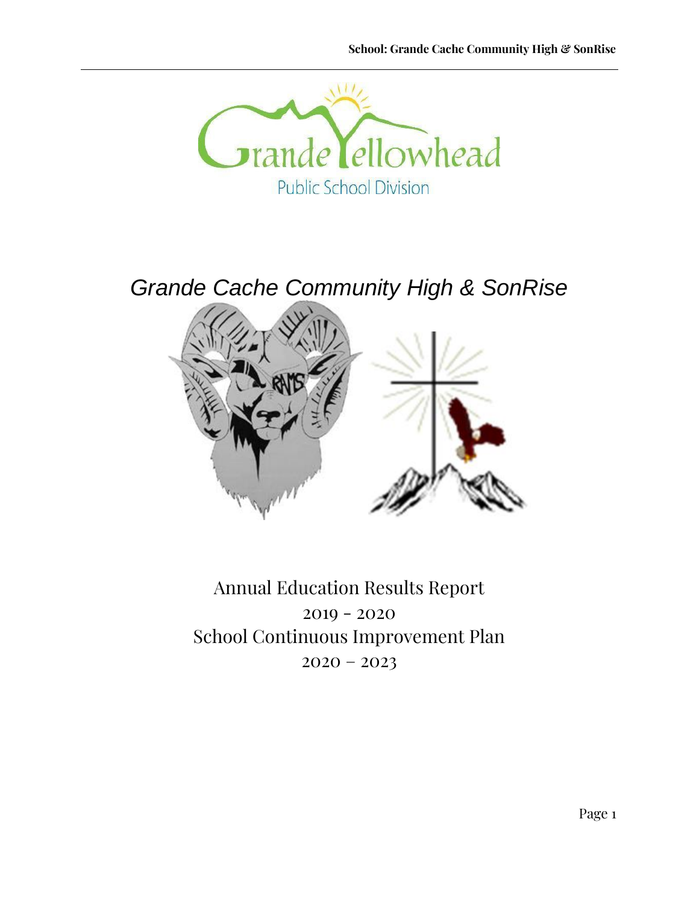Grande Yellowhead

Public School Division

# *Grande Cache Community High & SonRise*

Annual Education Results Report

2019 - 2020

School Continuous Improvement Plan

2020 – 2023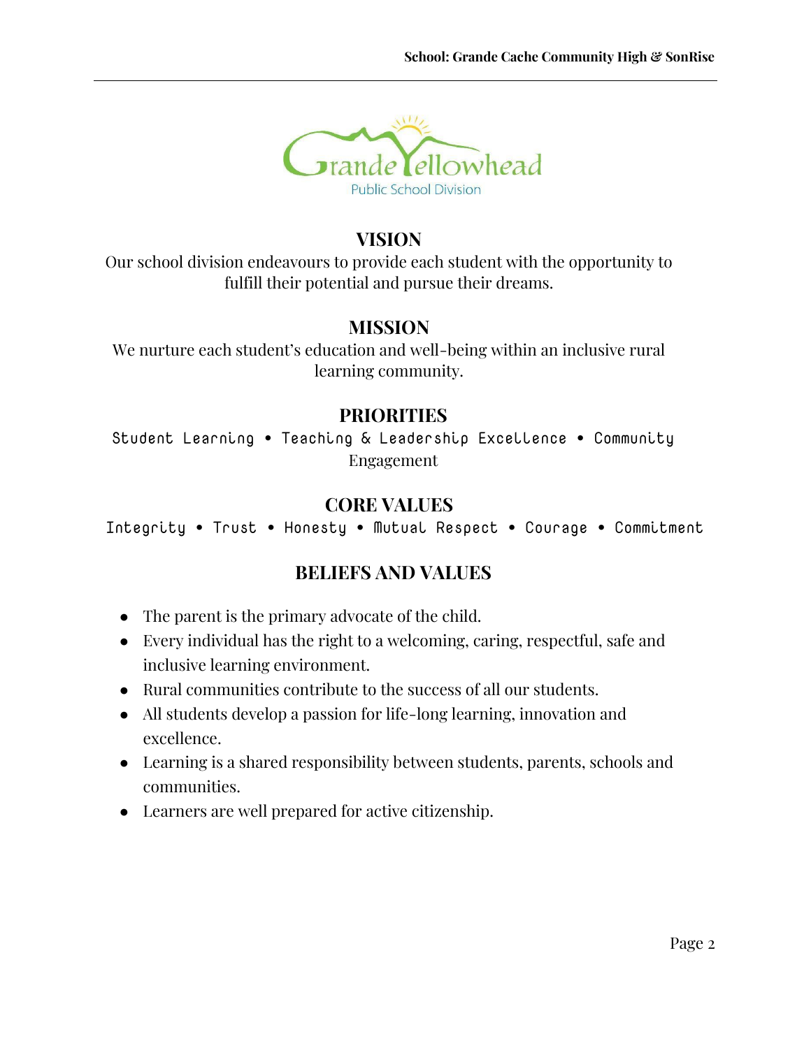Grande Yellowhead
Public School Division

## VISION

Our school division endeavours to provide each student with the opportunity to fulfill their potential and pursue their dreams.

## MISSION

We nurture each student's education and well-being within an inclusive rural learning community.

## PRIORITIES

Student Learning • Teaching & Leadership Excellence • Community Engagement

## CORE VALUES

Integrity • Trust • Honesty • Mutual Respect • Courage • Commitment

## BELIEFS AND VALUES

- The parent is the primary advocate of the child.
- Every individual has the right to a welcoming, caring, respectful, safe and inclusive learning environment.
- Rural communities contribute to the success of all our students.
- All students develop a passion for life-long learning, innovation and excellence.
- Learning is a shared responsibility between students, parents, schools and communities.
- Learners are well prepared for active citizenship.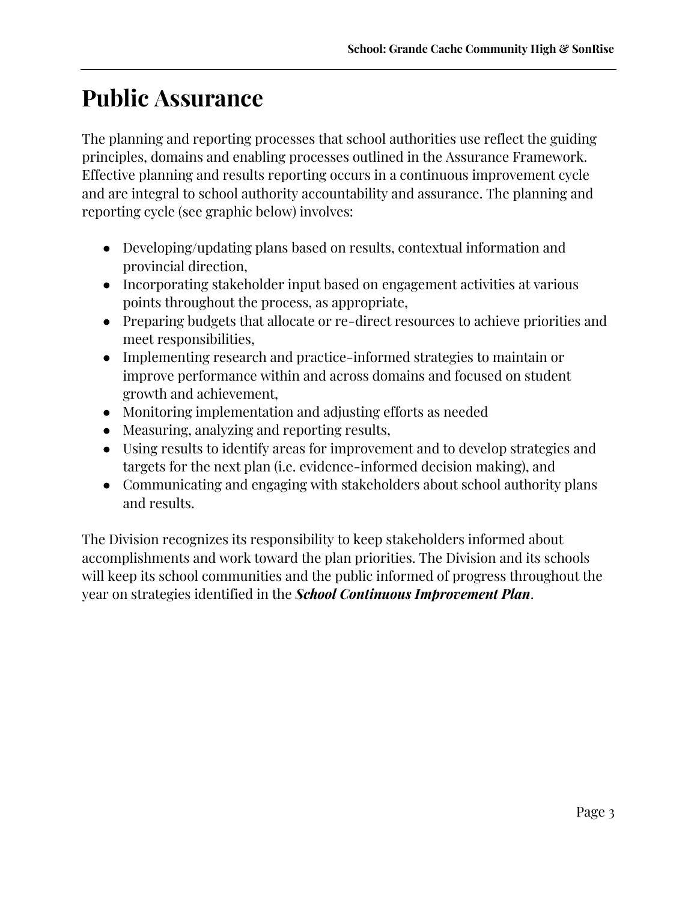# Public Assurance

The planning and reporting processes that school authorities use reflect the guiding principles, domains and enabling processes outlined in the Assurance Framework. Effective planning and results reporting occurs in a continuous improvement cycle and are integral to school authority accountability and assurance. The planning and reporting cycle (see graphic below) involves:

- Developing/updating plans based on results, contextual information and provincial direction,
- Incorporating stakeholder input based on engagement activities at various points throughout the process, as appropriate,
- Preparing budgets that allocate or re-direct resources to achieve priorities and meet responsibilities,
- Implementing research and practice-informed strategies to maintain or improve performance within and across domains and focused on student growth and achievement,
- Monitoring implementation and adjusting efforts as needed
- Measuring, analyzing and reporting results,
- Using results to identify areas for improvement and to develop strategies and targets for the next plan (i.e. evidence-informed decision making), and
- Communicating and engaging with stakeholders about school authority plans and results.

The Division recognizes its responsibility to keep stakeholders informed about accomplishments and work toward the plan priorities. The Division and its schools will keep its school communities and the public informed of progress throughout the year on strategies identified in the ***School Continuous Improvement Plan***.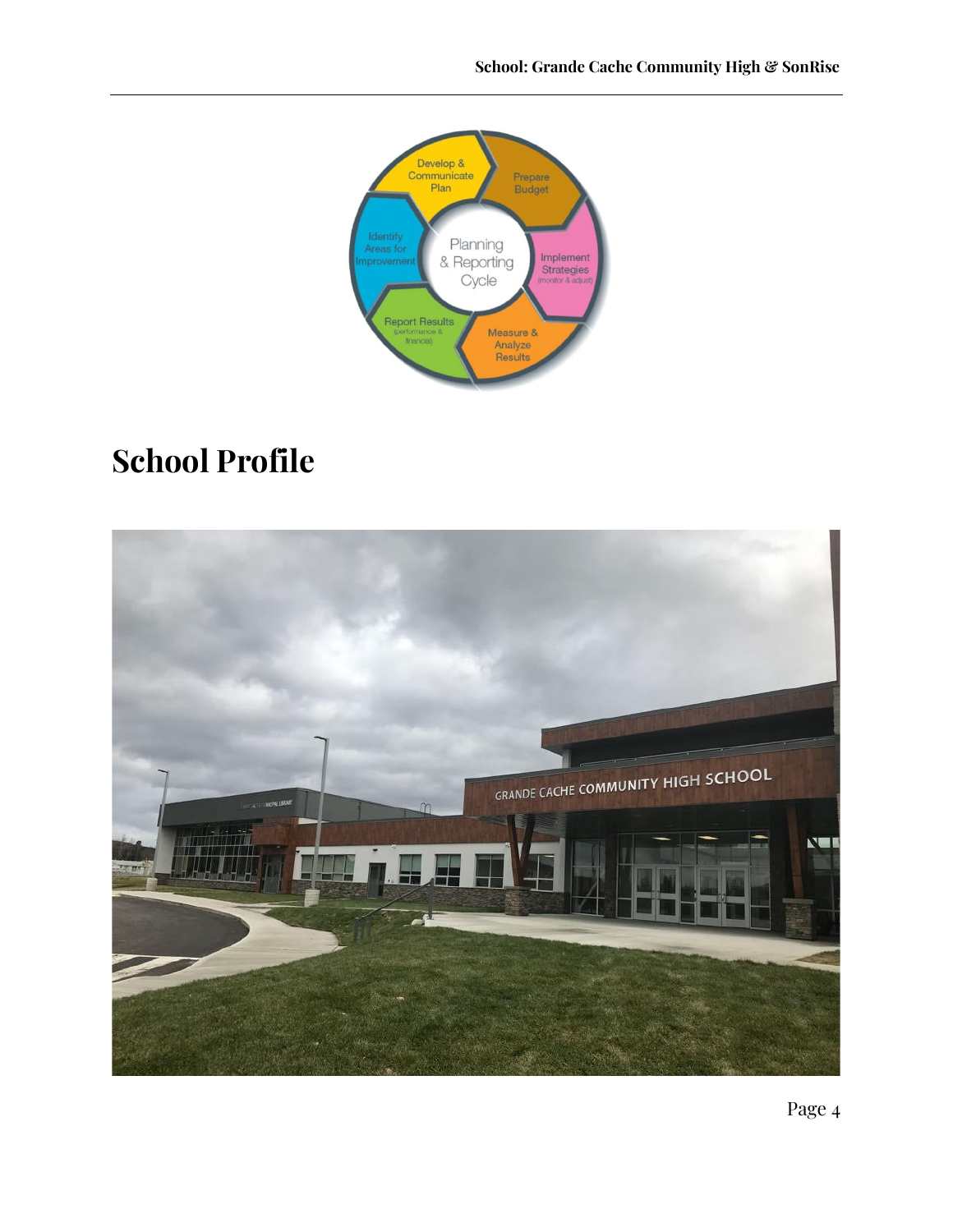# School Profile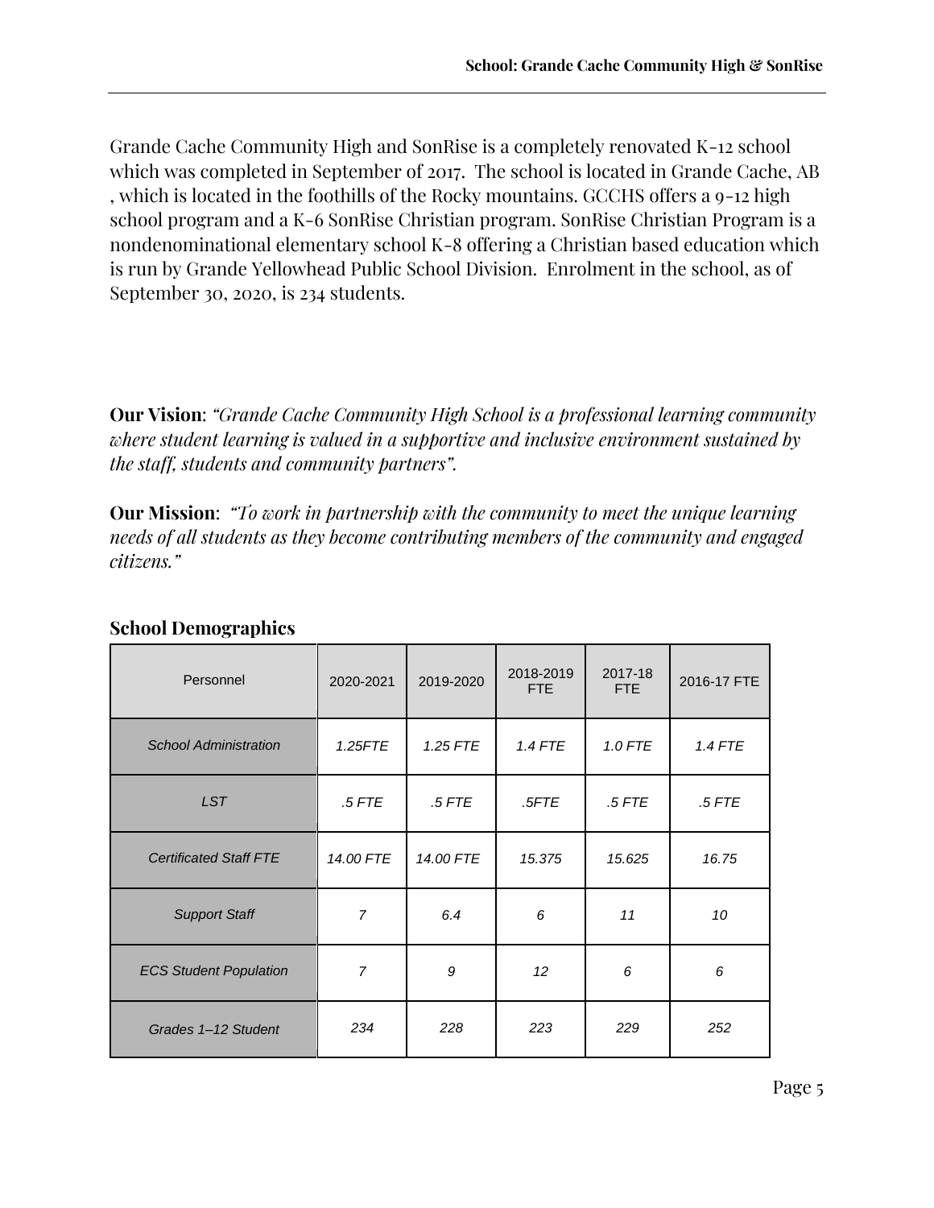Grande Cache Community High and SonRise is a completely renovated K-12 school which was completed in September of 2017. The school is located in Grande Cache, AB , which is located in the foothills of the Rocky mountains. GCCHS offers a 9-12 high school program and a K-6 SonRise Christian program. SonRise Christian Program is a nondenominational elementary school K-8 offering a Christian based education which is run by Grande Yellowhead Public School Division. Enrolment in the school, as of September 30, 2020, is 234 students.

**Our Vision**: *"Grande Cache Community High School is a professional learning community where student learning is valued in a supportive and inclusive environment sustained by the staff, students and community partners".*

**Our Mission**: *"To work in partnership with the community to meet the unique learning needs of all students as they become contributing members of the community and engaged citizens."*

**School Demographics**

| Personnel | 2020-2021 | 2019-2020 | 2018-2019 FTE | 2017-18 FTE | 2016-17 FTE |
|---|---|---|---|---|---|
| *School Administration* | *1.25FTE* | *1.25 FTE* | *1.4 FTE* | *1.0 FTE* | *1.4 FTE* |
| *LST* | *.5 FTE* | *.5 FTE* | *.5FTE* | *.5 FTE* | *.5 FTE* |
| *Certificated Staff FTE* | *14.00 FTE* | *14.00 FTE* | *15.375* | *15.625* | *16.75* |
| *Support Staff* | *7* | *6.4* | *6* | *11* | *10* |
| *ECS Student Population* | *7* | *9* | *12* | *6* | *6* |
| *Grades 1–12 Student* | *234* | *228* | *223* | *229* | *252* |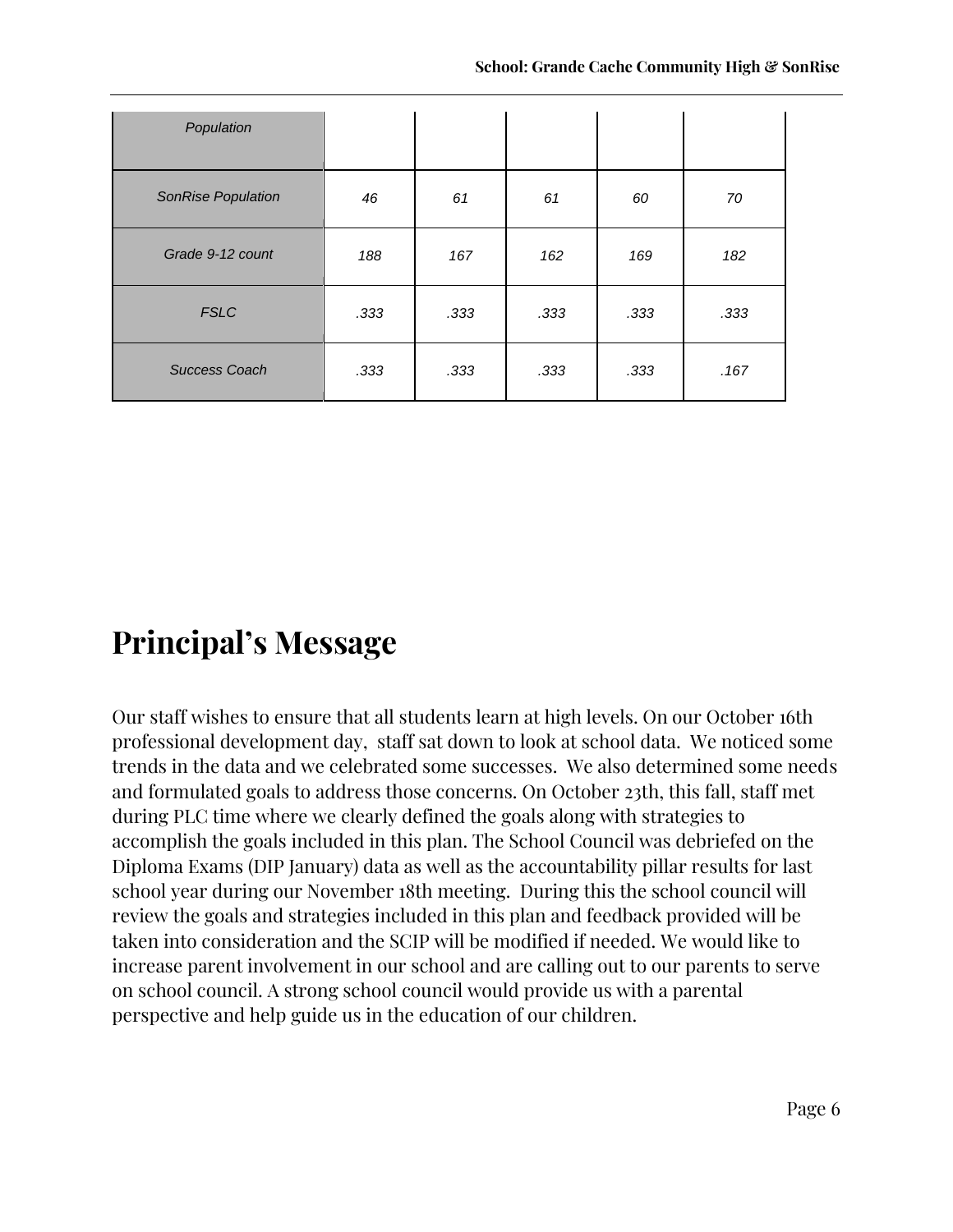| Population | | | | | |
|---|---|---|---|---|---|
| *SonRise Population* | *46* | *61* | *61* | *60* | *70* |
| *Grade 9-12 count* | *188* | *167* | *162* | *169* | *182* |
| *FSLC* | *.333* | *.333* | *.333* | *.333* | *.333* |
| *Success Coach* | *.333* | *.333* | *.333* | *.333* | *.167* |

# Principal's Message

Our staff wishes to ensure that all students learn at high levels. On our October 16th professional development day, staff sat down to look at school data. We noticed some trends in the data and we celebrated some successes. We also determined some needs and formulated goals to address those concerns. On October 23th, this fall, staff met during PLC time where we clearly defined the goals along with strategies to accomplish the goals included in this plan. The School Council was debriefed on the Diploma Exams (DIP January) data as well as the accountability pillar results for last school year during our November 18th meeting. During this the school council will review the goals and strategies included in this plan and feedback provided will be taken into consideration and the SCIP will be modified if needed. We would like to increase parent involvement in our school and are calling out to our parents to serve on school council. A strong school council would provide us with a parental perspective and help guide us in the education of our children.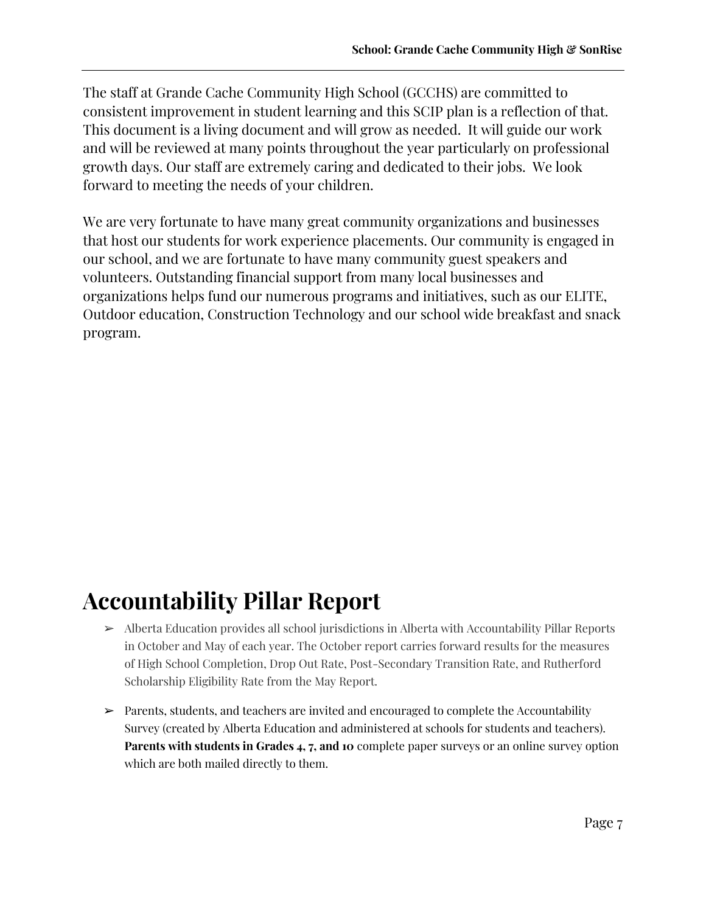The staff at Grande Cache Community High School (GCCHS) are committed to consistent improvement in student learning and this SCIP plan is a reflection of that. This document is a living document and will grow as needed. It will guide our work and will be reviewed at many points throughout the year particularly on professional growth days. Our staff are extremely caring and dedicated to their jobs. We look forward to meeting the needs of your children.

We are very fortunate to have many great community organizations and businesses that host our students for work experience placements. Our community is engaged in our school, and we are fortunate to have many community guest speakers and volunteers. Outstanding financial support from many local businesses and organizations helps fund our numerous programs and initiatives, such as our ELITE, Outdoor education, Construction Technology and our school wide breakfast and snack program.

# Accountability Pillar Report

- Alberta Education provides all school jurisdictions in Alberta with Accountability Pillar Reports in October and May of each year. The October report carries forward results for the measures of High School Completion, Drop Out Rate, Post-Secondary Transition Rate, and Rutherford Scholarship Eligibility Rate from the May Report.
- Parents, students, and teachers are invited and encouraged to complete the Accountability Survey (created by Alberta Education and administered at schools for students and teachers). **Parents with students in Grades 4, 7, and 10** complete paper surveys or an online survey option which are both mailed directly to them.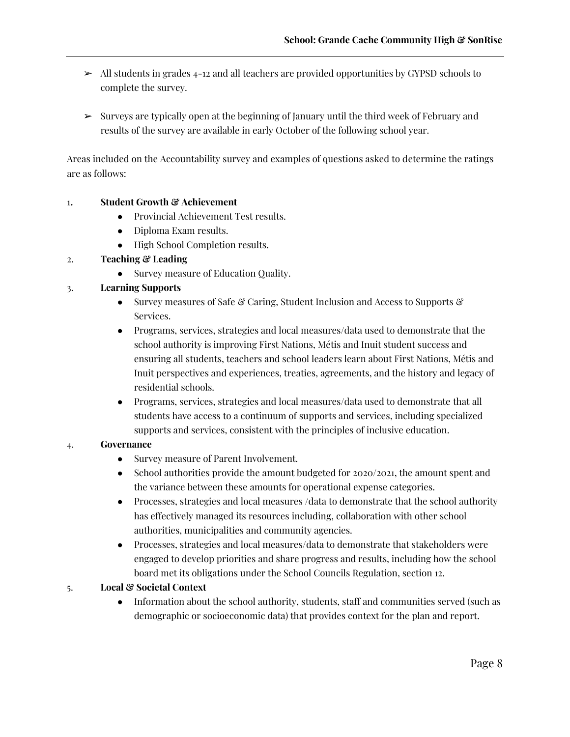- ➢ All students in grades 4-12 and all teachers are provided opportunities by GYPSD schools to complete the survey.

- ➢ Surveys are typically open at the beginning of January until the third week of February and results of the survey are available in early October of the following school year.

Areas included on the Accountability survey and examples of questions asked to determine the ratings are as follows:

1. **Student Growth & Achievement**
   - Provincial Achievement Test results.
   - Diploma Exam results.
   - High School Completion results.
2. **Teaching & Leading**
   - Survey measure of Education Quality.
3. **Learning Supports**
   - Survey measures of Safe & Caring, Student Inclusion and Access to Supports & Services.
   - Programs, services, strategies and local measures/data used to demonstrate that the school authority is improving First Nations, Métis and Inuit student success and ensuring all students, teachers and school leaders learn about First Nations, Métis and Inuit perspectives and experiences, treaties, agreements, and the history and legacy of residential schools.
   - Programs, services, strategies and local measures/data used to demonstrate that all students have access to a continuum of supports and services, including specialized supports and services, consistent with the principles of inclusive education.
4. **Governance**
   - Survey measure of Parent Involvement.
   - School authorities provide the amount budgeted for 2020/2021, the amount spent and the variance between these amounts for operational expense categories.
   - Processes, strategies and local measures /data to demonstrate that the school authority has effectively managed its resources including, collaboration with other school authorities, municipalities and community agencies.
   - Processes, strategies and local measures/data to demonstrate that stakeholders were engaged to develop priorities and share progress and results, including how the school board met its obligations under the School Councils Regulation, section 12.
5. **Local & Societal Context**
   - Information about the school authority, students, staff and communities served (such as demographic or socioeconomic data) that provides context for the plan and report.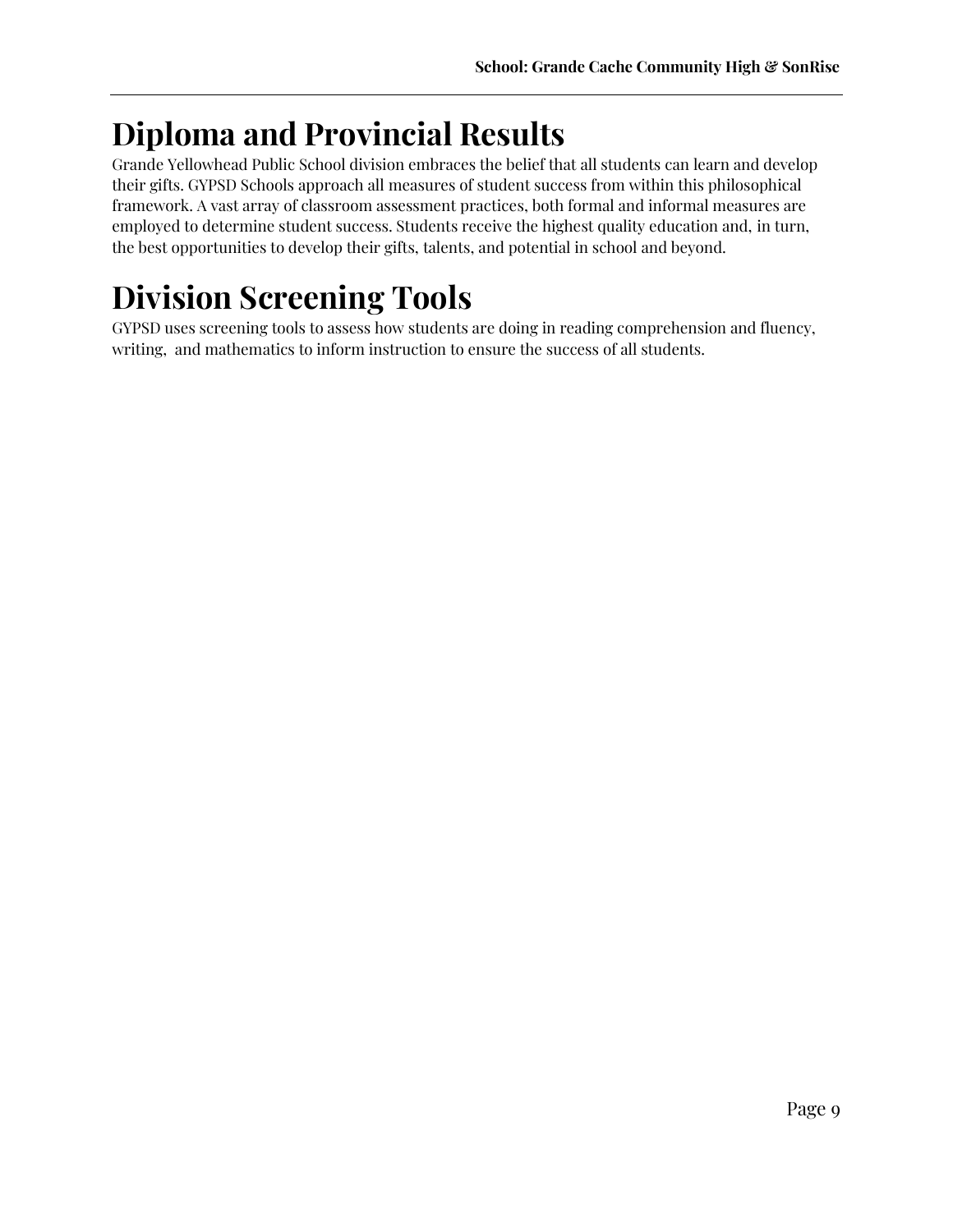# Diploma and Provincial Results

Grande Yellowhead Public School division embraces the belief that all students can learn and develop their gifts. GYPSD Schools approach all measures of student success from within this philosophical framework. A vast array of classroom assessment practices, both formal and informal measures are employed to determine student success. Students receive the highest quality education and, in turn, the best opportunities to develop their gifts, talents, and potential in school and beyond.

# Division Screening Tools

GYPSD uses screening tools to assess how students are doing in reading comprehension and fluency, writing, and mathematics to inform instruction to ensure the success of all students.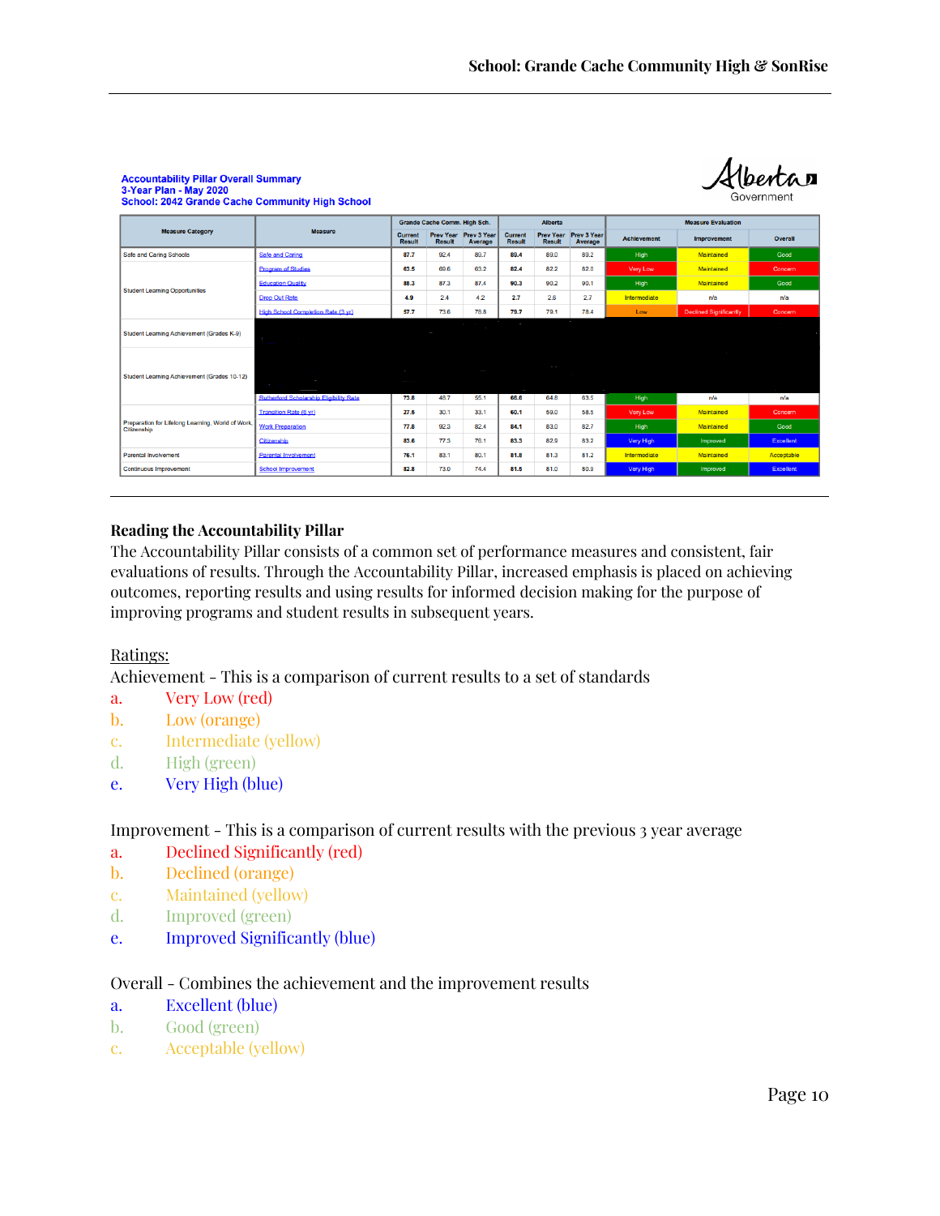**Accountability Pillar Overall Summary**
**3-Year Plan - May 2020**
**School: 2042 Grande Cache Community High School**

| Measure Category | Measure | Grande Cache Comm. High Sch. | | | Alberta | | | Measure Evaluation | | |
|---|---|---|---|---|---|---|---|---|---|---|
| | | Current Result | Prev Year Result | Prev 3 Year Average | Current Result | Prev Year Result | Prev 3 Year Average | Achievement | Improvement | Overall |
| Safe and Caring Schools | Safe and Caring | 87.7 | 92.4 | 89.7 | 89.4 | 89.0 | 89.2 | High | Maintained | Good |
| Student Learning Opportunities | Program of Studies | 63.5 | 69.6 | 63.2 | 82.4 | 82.2 | 82.0 | Very Low | Maintained | Concern |
| | Education Quality | 88.3 | 87.3 | 87.4 | 90.3 | 90.2 | 90.1 | High | Maintained | Good |
| | Drop Out Rate | 4.9 | 2.4 | 4.2 | 2.7 | 2.6 | 2.7 | Intermediate | n/a | n/a |
| | High School Completion Rate (3 yr) | 57.7 | 73.6 | 78.8 | 79.7 | 79.1 | 78.4 | Low | Declined Significantly | Concern |
| Student Learning Achievement (Grades K-9) | | | | | | | | | | |
| Student Learning Achievement (Grades 10-12) | | | | | | | | | | |
| | Rutherford Scholarship Eligibility Rate | 73.8 | 48.7 | 55.1 | 66.6 | 64.8 | 63.5 | High | n/a | n/a |
| Preparation for Lifelong Learning, World of Work, Citizenship | Transition Rate (6 yr) | 27.5 | 30.1 | 33.1 | 60.1 | 59.0 | 58.5 | Very Low | Maintained | Concern |
| | Work Preparation | 77.8 | 92.3 | 82.4 | 84.1 | 83.0 | 82.7 | High | Maintained | Good |
| | Citizenship | 83.6 | 77.3 | 76.1 | 83.3 | 82.9 | 83.2 | Very High | Improved | Excellent |
| Parental Involvement | Parental Involvement | 76.1 | 83.1 | 80.1 | 81.8 | 81.3 | 81.2 | Intermediate | Maintained | Acceptable |
| Continuous Improvement | School Improvement | 82.8 | 73.0 | 74.4 | 81.5 | 81.0 | 80.9 | Very High | Improved | Excellent |

**Reading the Accountability Pillar**

The Accountability Pillar consists of a common set of performance measures and consistent, fair evaluations of results. Through the Accountability Pillar, increased emphasis is placed on achieving outcomes, reporting results and using results for informed decision making for the purpose of improving programs and student results in subsequent years.

Ratings:

Achievement - This is a comparison of current results to a set of standards

a. Very Low (red)
b. Low (orange)
c. Intermediate (yellow)
d. High (green)
e. Very High (blue)

Improvement - This is a comparison of current results with the previous 3 year average

a. Declined Significantly (red)
b. Declined (orange)
c. Maintained (yellow)
d. Improved (green)
e. Improved Significantly (blue)

Overall - Combines the achievement and the improvement results

a. Excellent (blue)
b. Good (green)
c. Acceptable (yellow)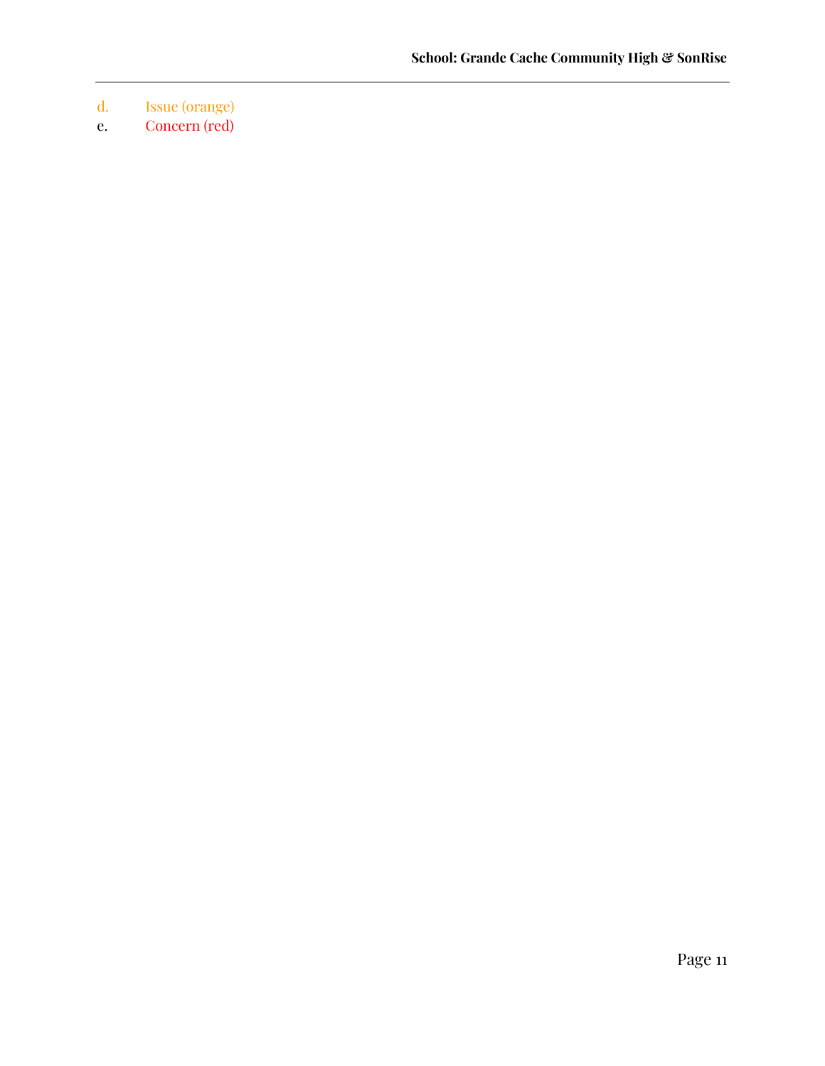d. Issue (orange)
e. Concern (red)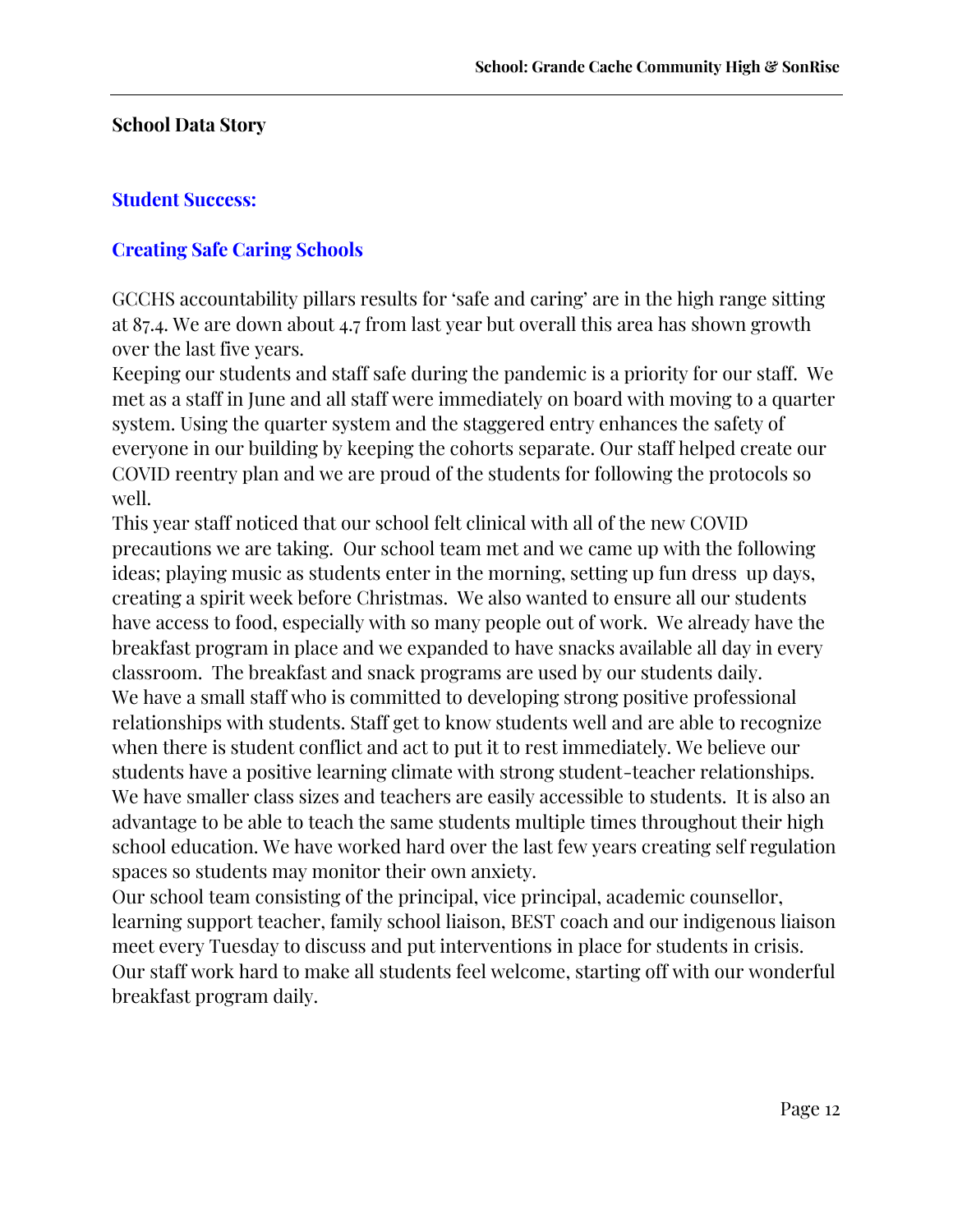**School Data Story**

## Student Success:

## Creating Safe Caring Schools

GCCHS accountability pillars results for 'safe and caring' are in the high range sitting at 87.4. We are down about 4.7 from last year but overall this area has shown growth over the last five years.

Keeping our students and staff safe during the pandemic is a priority for our staff. We met as a staff in June and all staff were immediately on board with moving to a quarter system. Using the quarter system and the staggered entry enhances the safety of everyone in our building by keeping the cohorts separate. Our staff helped create our COVID reentry plan and we are proud of the students for following the protocols so well.

This year staff noticed that our school felt clinical with all of the new COVID precautions we are taking. Our school team met and we came up with the following ideas; playing music as students enter in the morning, setting up fun dress up days, creating a spirit week before Christmas. We also wanted to ensure all our students have access to food, especially with so many people out of work. We already have the breakfast program in place and we expanded to have snacks available all day in every classroom. The breakfast and snack programs are used by our students daily.

We have a small staff who is committed to developing strong positive professional relationships with students. Staff get to know students well and are able to recognize when there is student conflict and act to put it to rest immediately. We believe our students have a positive learning climate with strong student-teacher relationships. We have smaller class sizes and teachers are easily accessible to students. It is also an advantage to be able to teach the same students multiple times throughout their high school education. We have worked hard over the last few years creating self regulation spaces so students may monitor their own anxiety.

Our school team consisting of the principal, vice principal, academic counsellor, learning support teacher, family school liaison, BEST coach and our indigenous liaison meet every Tuesday to discuss and put interventions in place for students in crisis.

Our staff work hard to make all students feel welcome, starting off with our wonderful breakfast program daily.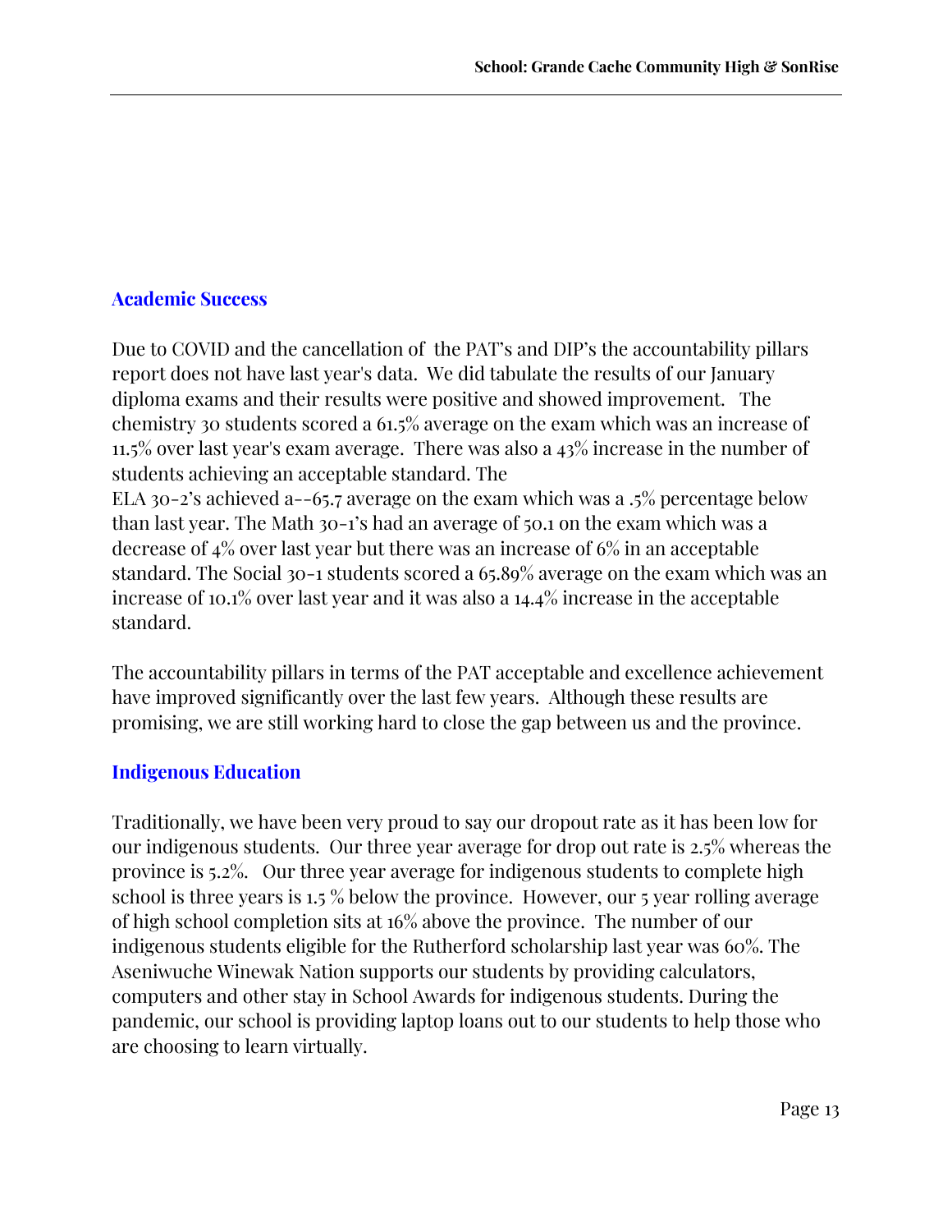## Academic Success

Due to COVID and the cancellation of the PAT's and DIP's the accountability pillars report does not have last year's data. We did tabulate the results of our January diploma exams and their results were positive and showed improvement. The chemistry 30 students scored a 61.5% average on the exam which was an increase of 11.5% over last year's exam average. There was also a 43% increase in the number of students achieving an acceptable standard. The
ELA 30-2's achieved a--65.7 average on the exam which was a .5% percentage below than last year. The Math 30-1's had an average of 50.1 on the exam which was a decrease of 4% over last year but there was an increase of 6% in an acceptable standard. The Social 30-1 students scored a 65.89% average on the exam which was an increase of 10.1% over last year and it was also a 14.4% increase in the acceptable standard.

The accountability pillars in terms of the PAT acceptable and excellence achievement have improved significantly over the last few years. Although these results are promising, we are still working hard to close the gap between us and the province.

## Indigenous Education

Traditionally, we have been very proud to say our dropout rate as it has been low for our indigenous students. Our three year average for drop out rate is 2.5% whereas the province is 5.2%. Our three year average for indigenous students to complete high school is three years is 1.5 % below the province. However, our 5 year rolling average of high school completion sits at 16% above the province. The number of our indigenous students eligible for the Rutherford scholarship last year was 60%. The Aseniwuche Winewak Nation supports our students by providing calculators, computers and other stay in School Awards for indigenous students. During the pandemic, our school is providing laptop loans out to our students to help those who are choosing to learn virtually.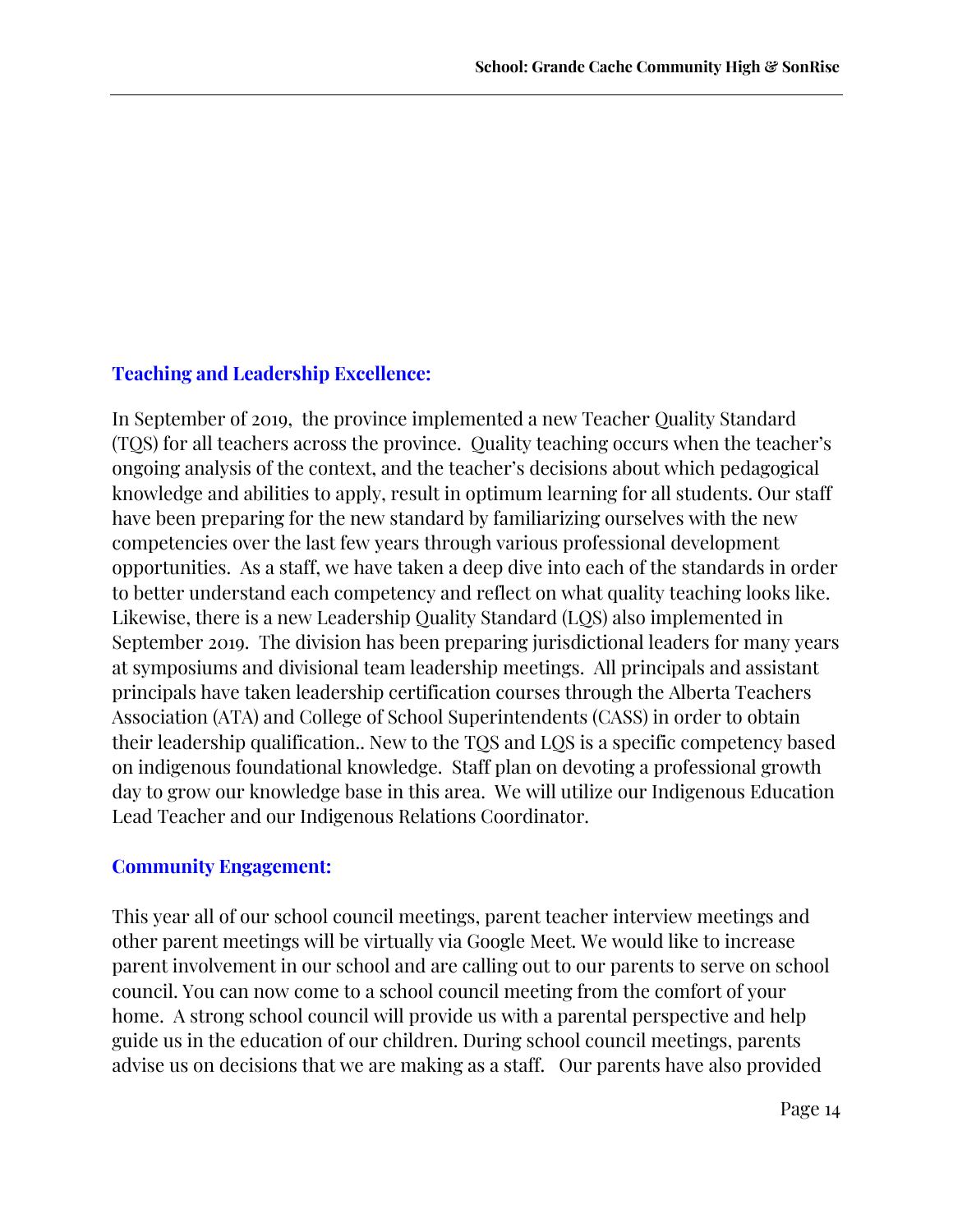## Teaching and Leadership Excellence:

In September of 2019, the province implemented a new Teacher Quality Standard (TQS) for all teachers across the province. Quality teaching occurs when the teacher's ongoing analysis of the context, and the teacher's decisions about which pedagogical knowledge and abilities to apply, result in optimum learning for all students. Our staff have been preparing for the new standard by familiarizing ourselves with the new competencies over the last few years through various professional development opportunities. As a staff, we have taken a deep dive into each of the standards in order to better understand each competency and reflect on what quality teaching looks like. Likewise, there is a new Leadership Quality Standard (LQS) also implemented in September 2019. The division has been preparing jurisdictional leaders for many years at symposiums and divisional team leadership meetings. All principals and assistant principals have taken leadership certification courses through the Alberta Teachers Association (ATA) and College of School Superintendents (CASS) in order to obtain their leadership qualification.. New to the TQS and LQS is a specific competency based on indigenous foundational knowledge. Staff plan on devoting a professional growth day to grow our knowledge base in this area. We will utilize our Indigenous Education Lead Teacher and our Indigenous Relations Coordinator.

## Community Engagement:

This year all of our school council meetings, parent teacher interview meetings and other parent meetings will be virtually via Google Meet. We would like to increase parent involvement in our school and are calling out to our parents to serve on school council. You can now come to a school council meeting from the comfort of your home. A strong school council will provide us with a parental perspective and help guide us in the education of our children. During school council meetings, parents advise us on decisions that we are making as a staff. Our parents have also provided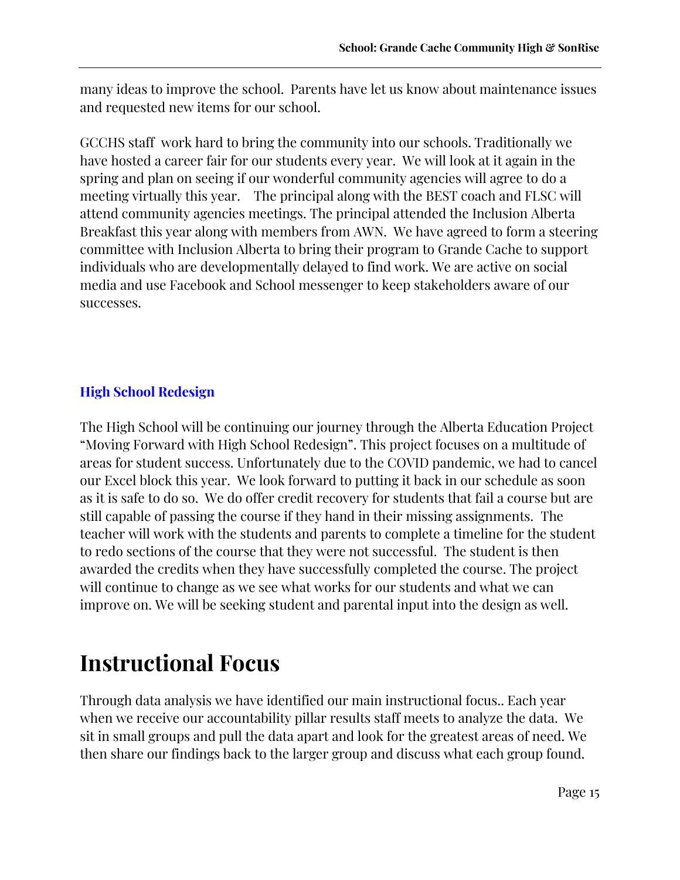many ideas to improve the school.  Parents have let us know about maintenance issues and requested new items for our school.

GCCHS staff  work hard to bring the community into our schools. Traditionally we have hosted a career fair for our students every year.  We will look at it again in the spring and plan on seeing if our wonderful community agencies will agree to do a meeting virtually this year.    The principal along with the BEST coach and FLSC will attend community agencies meetings. The principal attended the Inclusion Alberta Breakfast this year along with members from AWN.  We have agreed to form a steering committee with Inclusion Alberta to bring their program to Grande Cache to support individuals who are developmentally delayed to find work. We are active on social media and use Facebook and School messenger to keep stakeholders aware of our successes.

### High School Redesign

The High School will be continuing our journey through the Alberta Education Project "Moving Forward with High School Redesign". This project focuses on a multitude of areas for student success. Unfortunately due to the COVID pandemic, we had to cancel our Excel block this year.  We look forward to putting it back in our schedule as soon as it is safe to do so.  We do offer credit recovery for students that fail a course but are still capable of passing the course if they hand in their missing assignments.  The teacher will work with the students and parents to complete a timeline for the student to redo sections of the course that they were not successful.  The student is then awarded the credits when they have successfully completed the course. The project will continue to change as we see what works for our students and what we can improve on. We will be seeking student and parental input into the design as well.

# Instructional Focus

Through data analysis we have identified our main instructional focus.. Each year when we receive our accountability pillar results staff meets to analyze the data.  We sit in small groups and pull the data apart and look for the greatest areas of need. We then share our findings back to the larger group and discuss what each group found.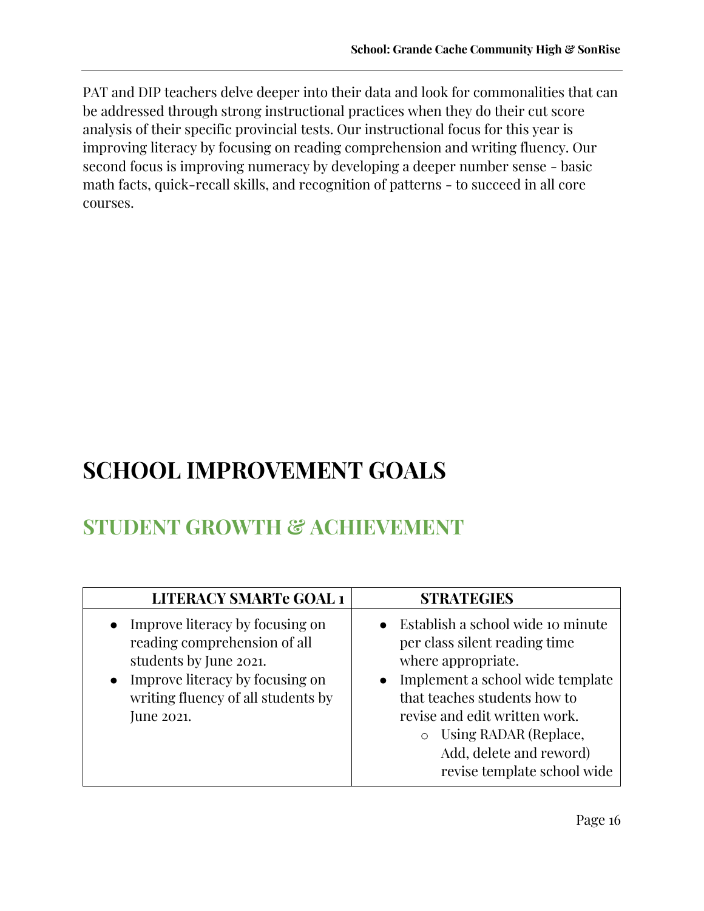PAT and DIP teachers delve deeper into their data and look for commonalities that can be addressed through strong instructional practices when they do their cut score analysis of their specific provincial tests. Our instructional focus for this year is improving literacy by focusing on reading comprehension and writing fluency. Our second focus is improving numeracy by developing a deeper number sense - basic math facts, quick-recall skills, and recognition of patterns - to succeed in all core courses.

# SCHOOL IMPROVEMENT GOALS

## STUDENT GROWTH & ACHIEVEMENT

| LITERACY SMARTe GOAL 1 | STRATEGIES |
|---|---|
| • Improve literacy by focusing on reading comprehension of all students by June 2021.<br>• Improve literacy by focusing on writing fluency of all students by June 2021. | • Establish a school wide 10 minute per class silent reading time where appropriate.<br>• Implement a school wide template that teaches students how to revise and edit written work.<br>  ○ Using RADAR (Replace, Add, delete and reword) revise template school wide |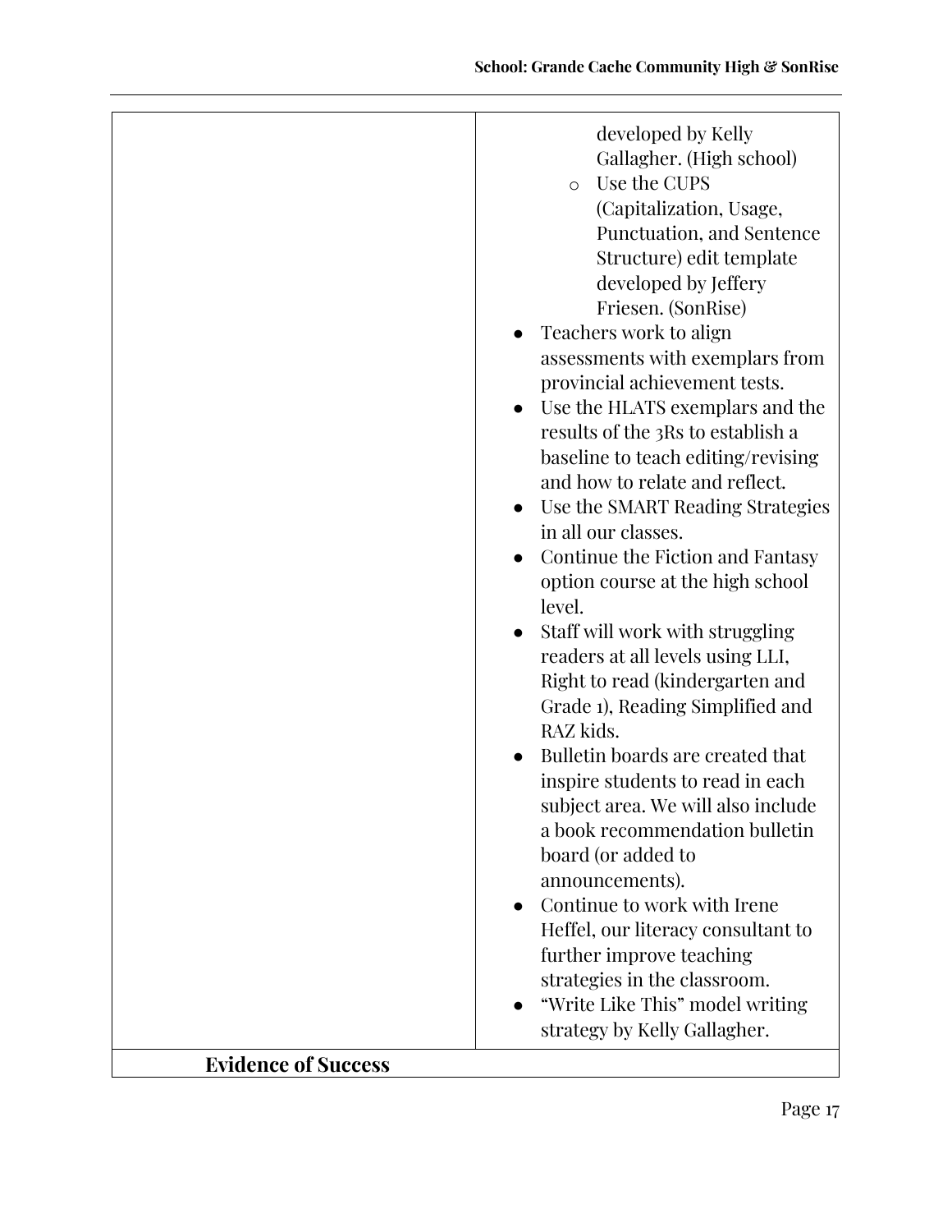| | |
|---|---|
| | developed by Kelly Gallagher. (High school)<br>◦ Use the CUPS (Capitalization, Usage, Punctuation, and Sentence Structure) edit template developed by Jeffery Friesen. (SonRise)<br>• Teachers work to align assessments with exemplars from provincial achievement tests.<br>• Use the HLATS exemplars and the results of the 3Rs to establish a baseline to teach editing/revising and how to relate and reflect.<br>• Use the SMART Reading Strategies in all our classes.<br>• Continue the Fiction and Fantasy option course at the high school level.<br>• Staff will work with struggling readers at all levels using LLI, Right to read (kindergarten and Grade 1), Reading Simplified and RAZ kids.<br>• Bulletin boards are created that inspire students to read in each subject area. We will also include a book recommendation bulletin board (or added to announcements).<br>• Continue to work with Irene Heffel, our literacy consultant to further improve teaching strategies in the classroom.<br>• "Write Like This" model writing strategy by Kelly Gallagher. |
| **Evidence of Success** | |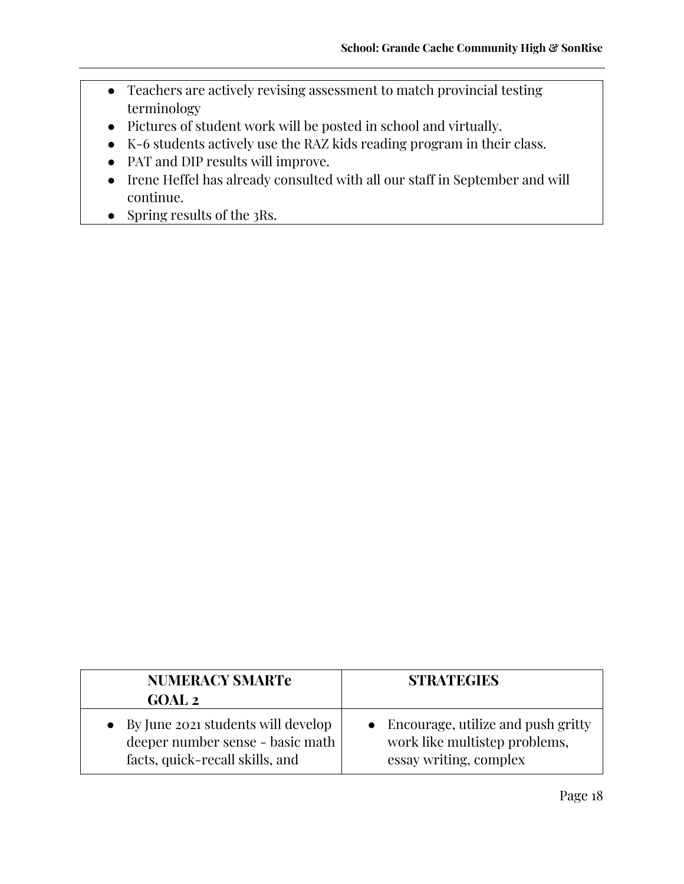- Teachers are actively revising assessment to match provincial testing terminology
- Pictures of student work will be posted in school and virtually.
- K-6 students actively use the RAZ kids reading program in their class.
- PAT and DIP results will improve.
- Irene Heffel has already consulted with all our staff in September and will continue.
- Spring results of the 3Rs.

| NUMERACY SMARTe GOAL 2 | STRATEGIES |
| --- | --- |
| • By June 2021 students will develop deeper number sense - basic math facts, quick-recall skills, and | • Encourage, utilize and push gritty work like multistep problems, essay writing, complex |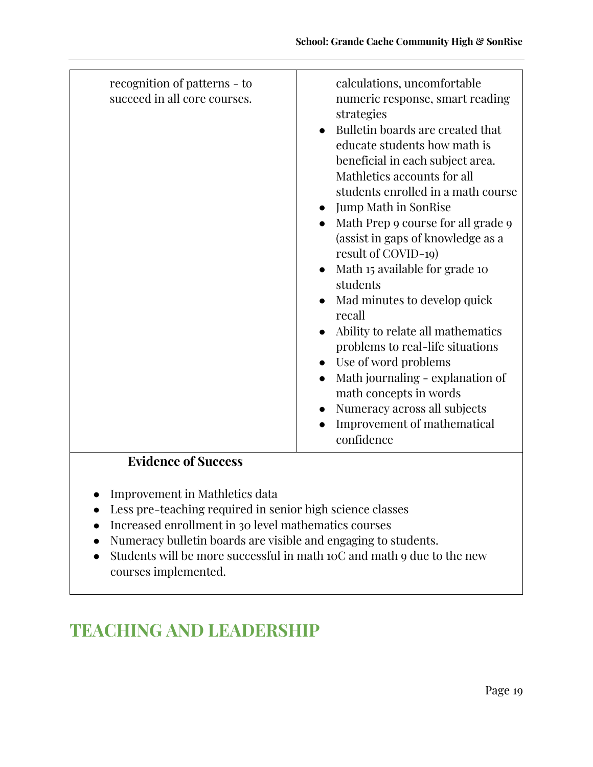| | |
|---|---|
| recognition of patterns - to succeed in all core courses. | calculations, uncomfortable numeric response, smart reading strategies<br>• Bulletin boards are created that educate students how math is beneficial in each subject area. Mathletics accounts for all students enrolled in a math course<br>• Jump Math in SonRise<br>• Math Prep 9 course for all grade 9 (assist in gaps of knowledge as a result of COVID-19)<br>• Math 15 available for grade 10 students<br>• Mad minutes to develop quick recall<br>• Ability to relate all mathematics problems to real-life situations<br>• Use of word problems<br>• Math journaling - explanation of math concepts in words<br>• Numeracy across all subjects<br>• Improvement of mathematical confidence |

**Evidence of Success**

- Improvement in Mathletics data
- Less pre-teaching required in senior high science classes
- Increased enrollment in 30 level mathematics courses
- Numeracy bulletin boards are visible and engaging to students.
- Students will be more successful in math 10C and math 9 due to the new courses implemented.

# TEACHING AND LEADERSHIP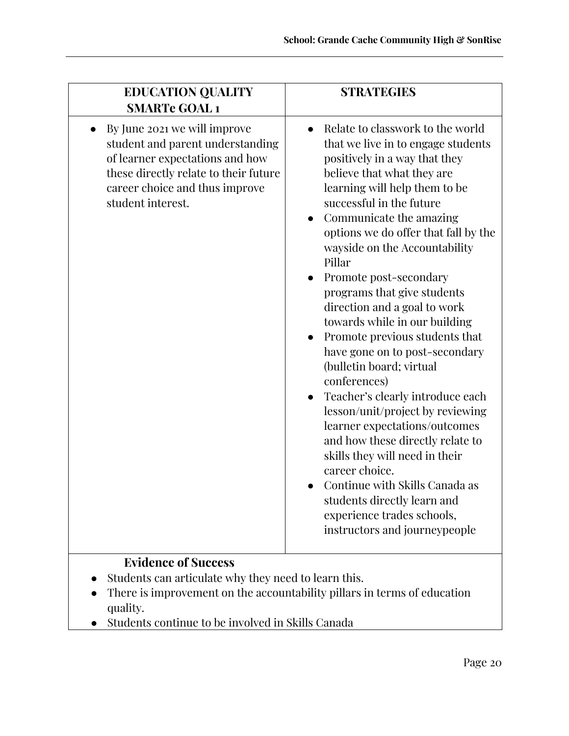| EDUCATION QUALITY SMARTe GOAL 1 | STRATEGIES |
|---|---|
| • By June 2021 we will improve student and parent understanding of learner expectations and how these directly relate to their future career choice and thus improve student interest. | • Relate to classwork to the world that we live in to engage students positively in a way that they believe that what they are learning will help them to be successful in the future<br>• Communicate the amazing options we do offer that fall by the wayside on the Accountability Pillar<br>• Promote post-secondary programs that give students direction and a goal to work towards while in our building<br>• Promote previous students that have gone on to post-secondary (bulletin board; virtual conferences)<br>• Teacher's clearly introduce each lesson/unit/project by reviewing learner expectations/outcomes and how these directly relate to skills they will need in their career choice.<br>• Continue with Skills Canada as students directly learn and experience trades schools, instructors and journeypeople |
| **Evidence of Success**<br>• Students can articulate why they need to learn this.<br>• There is improvement on the accountability pillars in terms of education quality.<br>• Students continue to be involved in Skills Canada | |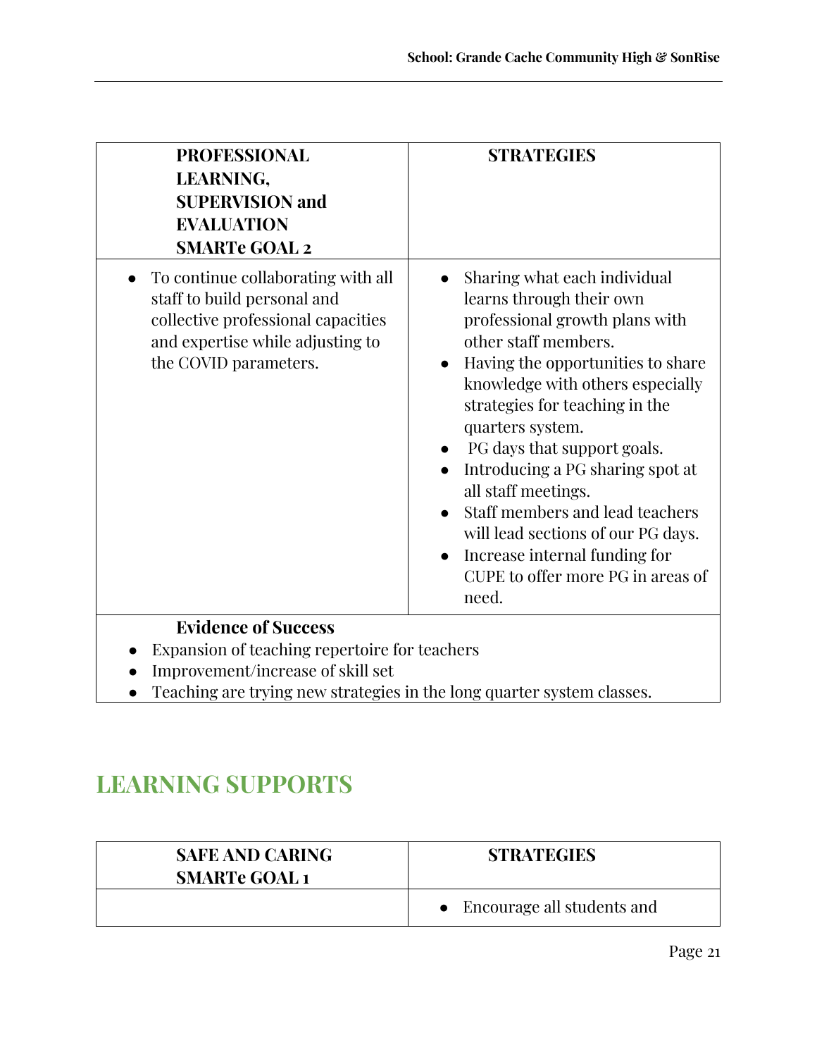| PROFESSIONAL LEARNING, SUPERVISION and EVALUATION SMARTe GOAL 2 | STRATEGIES |
| --- | --- |
| • To continue collaborating with all staff to build personal and collective professional capacities and expertise while adjusting to the COVID parameters. | • Sharing what each individual learns through their own professional growth plans with other staff members.<br>• Having the opportunities to share knowledge with others especially strategies for teaching in the quarters system.<br>• PG days that support goals.<br>• Introducing a PG sharing spot at all staff meetings.<br>• Staff members and lead teachers will lead sections of our PG days.<br>• Increase internal funding for CUPE to offer more PG in areas of need. |

**Evidence of Success**

- Expansion of teaching repertoire for teachers
- Improvement/increase of skill set
- Teaching are trying new strategies in the long quarter system classes.

## LEARNING SUPPORTS

| SAFE AND CARING SMARTe GOAL 1 | STRATEGIES |
| --- | --- |
| | • Encourage all students and |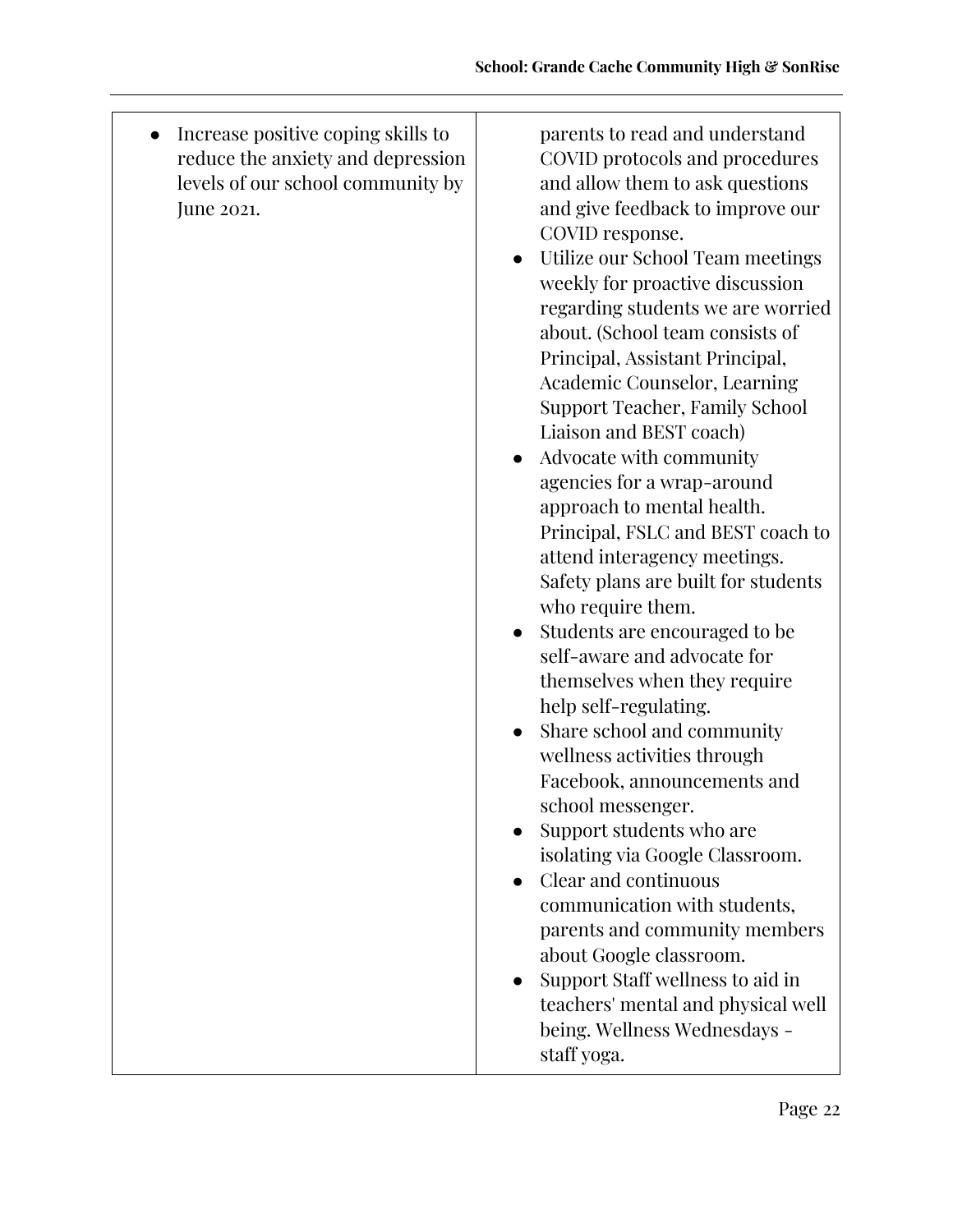| | |
|---|---|
| • Increase positive coping skills to reduce the anxiety and depression levels of our school community by June 2021. | parents to read and understand COVID protocols and procedures and allow them to ask questions and give feedback to improve our COVID response.<br>• Utilize our School Team meetings weekly for proactive discussion regarding students we are worried about. (School team consists of Principal, Assistant Principal, Academic Counselor, Learning Support Teacher, Family School Liaison and BEST coach)<br>• Advocate with community agencies for a wrap-around approach to mental health. Principal, FSLC and BEST coach to attend interagency meetings. Safety plans are built for students who require them.<br>• Students are encouraged to be self-aware and advocate for themselves when they require help self-regulating.<br>• Share school and community wellness activities through Facebook, announcements and school messenger.<br>• Support students who are isolating via Google Classroom.<br>• Clear and continuous communication with students, parents and community members about Google classroom.<br>• Support Staff wellness to aid in teachers' mental and physical well being. Wellness Wednesdays - staff yoga. |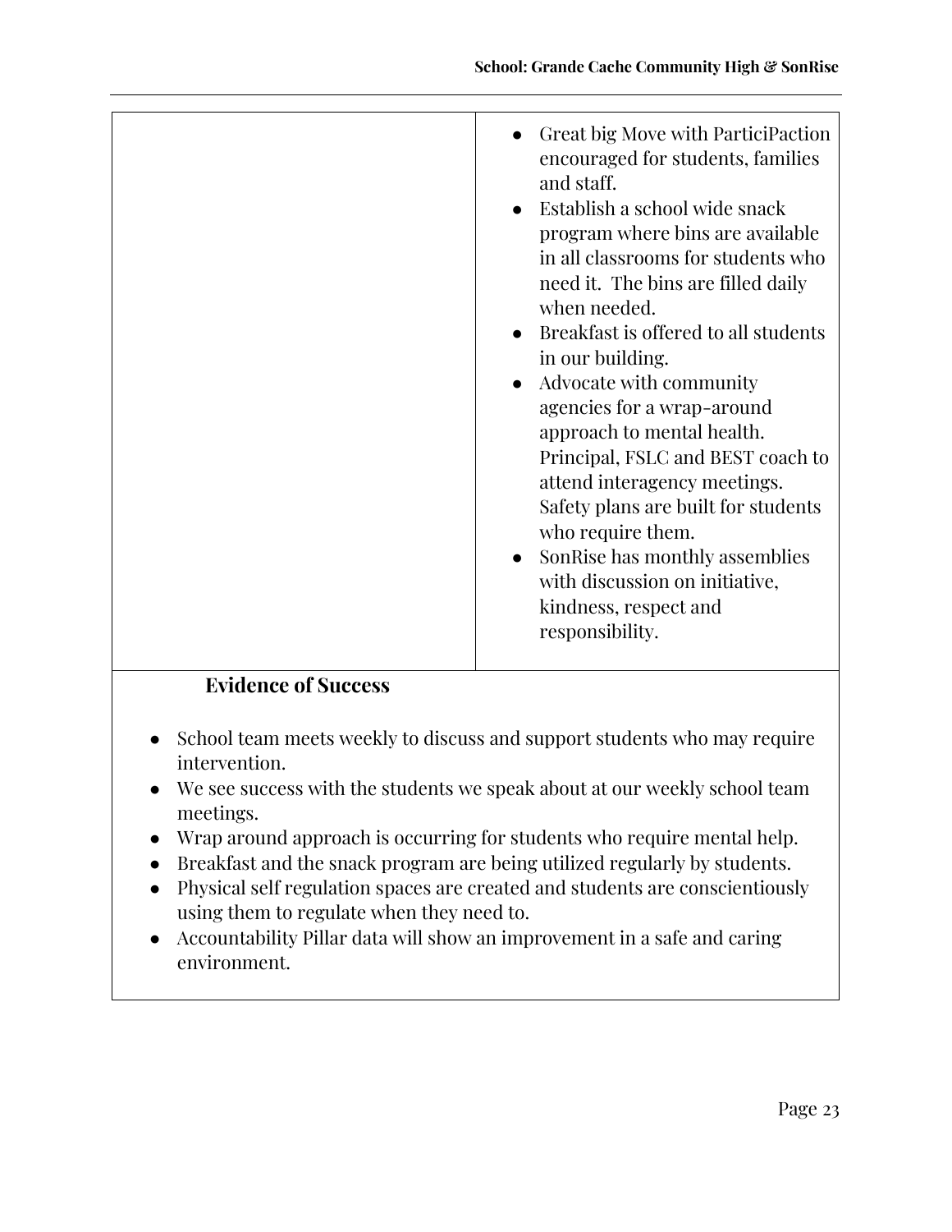| | |
|---|---|
| | <ul><li>Great big Move with ParticiPaction encouraged for students, families and staff.</li><li>Establish a school wide snack program where bins are available in all classrooms for students who need it. The bins are filled daily when needed.</li><li>Breakfast is offered to all students in our building.</li><li>Advocate with community agencies for a wrap-around approach to mental health. Principal, FSLC and BEST coach to attend interagency meetings. Safety plans are built for students who require them.</li><li>SonRise has monthly assemblies with discussion on initiative, kindness, respect and responsibility.</li></ul> |

**Evidence of Success**

- School team meets weekly to discuss and support students who may require intervention.
- We see success with the students we speak about at our weekly school team meetings.
- Wrap around approach is occurring for students who require mental help.
- Breakfast and the snack program are being utilized regularly by students.
- Physical self regulation spaces are created and students are conscientiously using them to regulate when they need to.
- Accountability Pillar data will show an improvement in a safe and caring environment.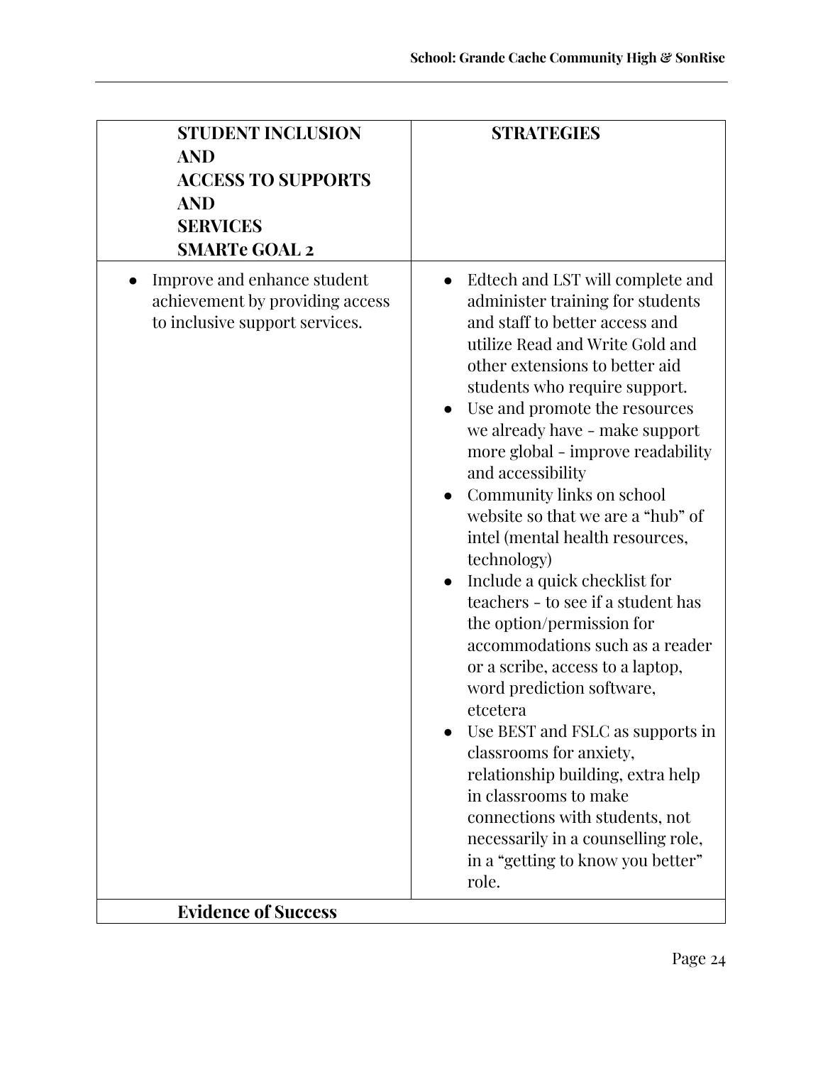| **STUDENT INCLUSION AND ACCESS TO SUPPORTS AND SERVICES SMARTe GOAL 2** | **STRATEGIES** |
| --- | --- |
| • Improve and enhance student achievement by providing access to inclusive support services. | • Edtech and LST will complete and administer training for students and staff to better access and utilize Read and Write Gold and other extensions to better aid students who require support.<br>• Use and promote the resources we already have - make support more global - improve readability and accessibility<br>• Community links on school website so that we are a "hub" of intel (mental health resources, technology)<br>• Include a quick checklist for teachers - to see if a student has the option/permission for accommodations such as a reader or a scribe, access to a laptop, word prediction software, etcetera<br>• Use BEST and FSLC as supports in classrooms for anxiety, relationship building, extra help in classrooms to make connections with students, not necessarily in a counselling role, in a "getting to know you better" role. |
| **Evidence of Success** | |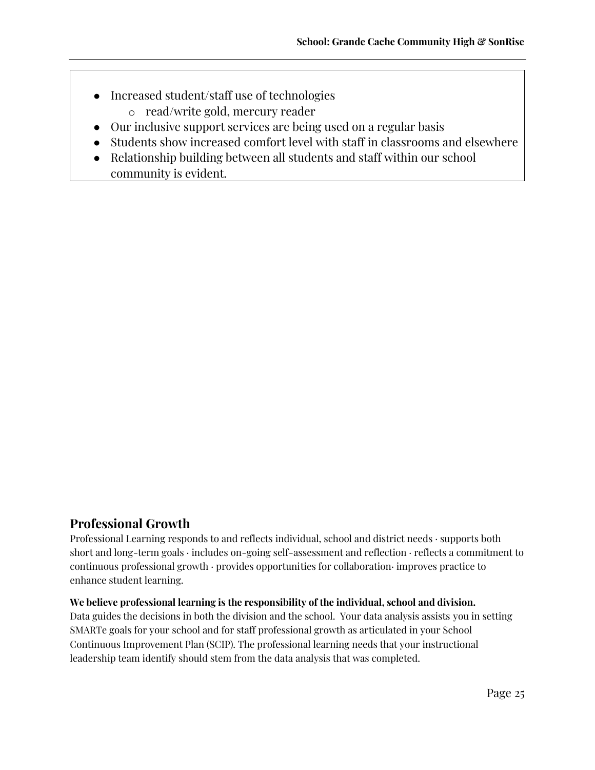- Increased student/staff use of technologies
    - read/write gold, mercury reader
- Our inclusive support services are being used on a regular basis
- Students show increased comfort level with staff in classrooms and elsewhere
- Relationship building between all students and staff within our school community is evident.

## Professional Growth

Professional Learning responds to and reflects individual, school and district needs · supports both short and long-term goals · includes on-going self-assessment and reflection · reflects a commitment to continuous professional growth · provides opportunities for collaboration· improves practice to enhance student learning.

**We believe professional learning is the responsibility of the individual, school and division.**
Data guides the decisions in both the division and the school. Your data analysis assists you in setting SMARTe goals for your school and for staff professional growth as articulated in your School Continuous Improvement Plan (SCIP). The professional learning needs that your instructional leadership team identify should stem from the data analysis that was completed.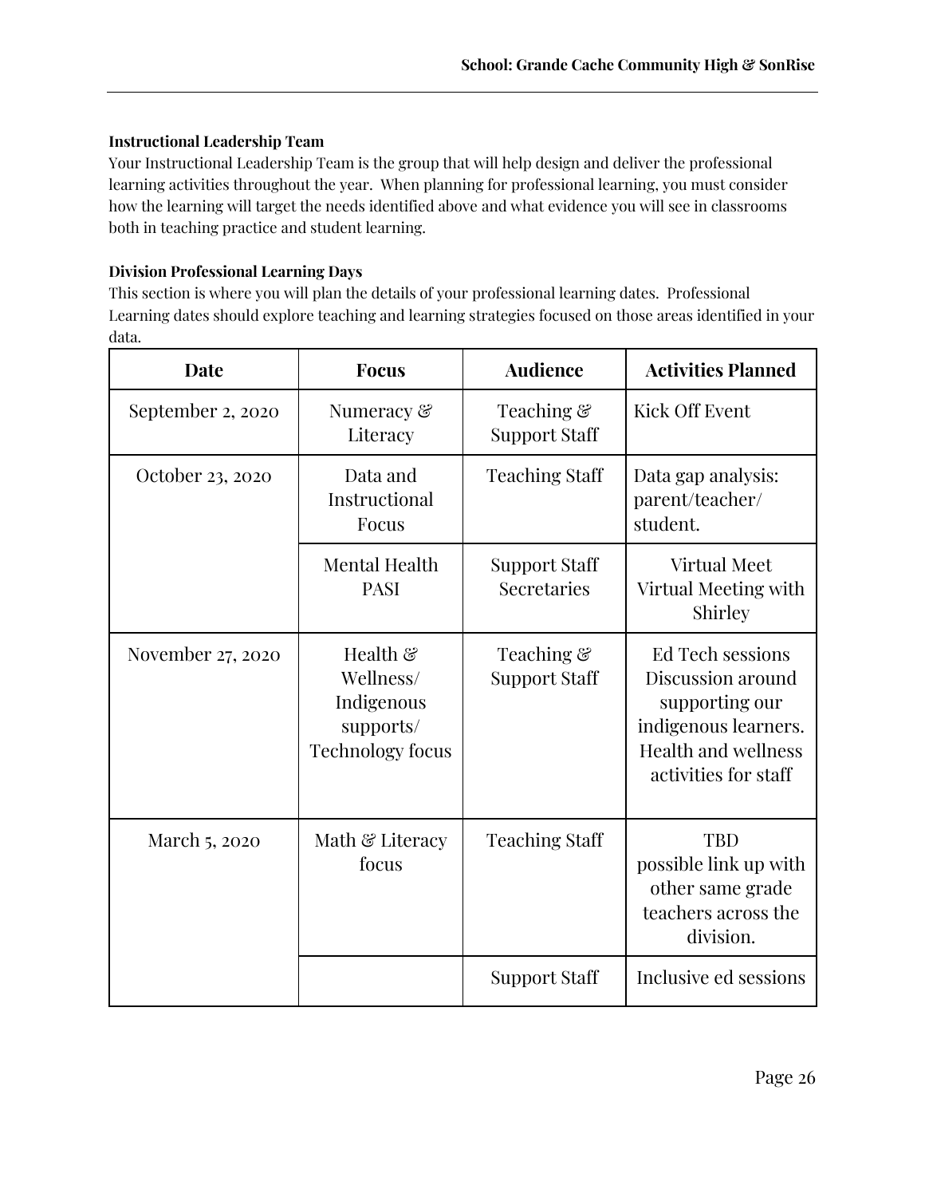### Instructional Leadership Team

Your Instructional Leadership Team is the group that will help design and deliver the professional learning activities throughout the year. When planning for professional learning, you must consider how the learning will target the needs identified above and what evidence you will see in classrooms both in teaching practice and student learning.

### Division Professional Learning Days

This section is where you will plan the details of your professional learning dates. Professional Learning dates should explore teaching and learning strategies focused on those areas identified in your data.

| Date | Focus | Audience | Activities Planned |
|---|---|---|---|
| September 2, 2020 | Numeracy & Literacy | Teaching & Support Staff | Kick Off Event |
| October 23, 2020 | Data and Instructional Focus | Teaching Staff | Data gap analysis: parent/teacher/ student. |
| | Mental Health PASI | Support Staff Secretaries | Virtual Meet Virtual Meeting with Shirley |
| November 27, 2020 | Health & Wellness/ Indigenous supports/ Technology focus | Teaching & Support Staff | Ed Tech sessions Discussion around supporting our indigenous learners. Health and wellness activities for staff |
| March 5, 2020 | Math & Literacy focus | Teaching Staff | TBD possible link up with other same grade teachers across the division. |
| | | Support Staff | Inclusive ed sessions |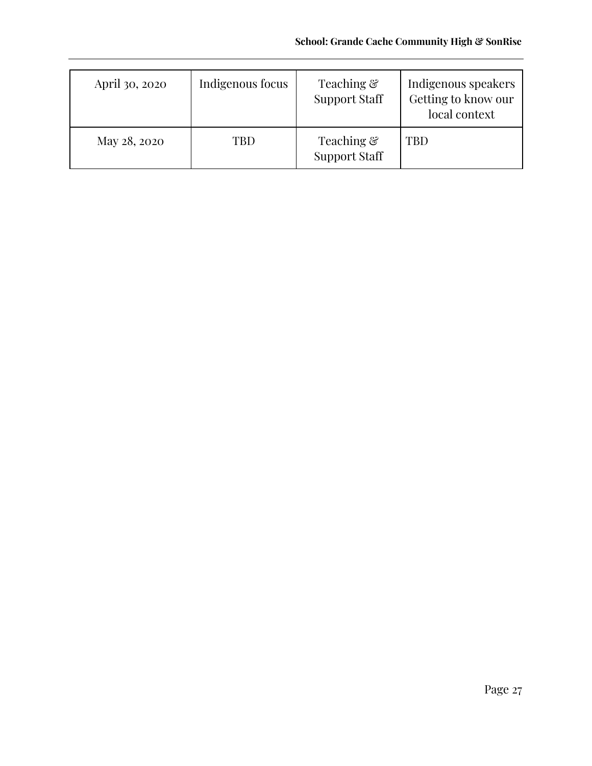| | | | |
|---|---|---|---|
| April 30, 2020 | Indigenous focus | Teaching & Support Staff | Indigenous speakers Getting to know our local context |
| May 28, 2020 | TBD | Teaching & Support Staff | TBD |